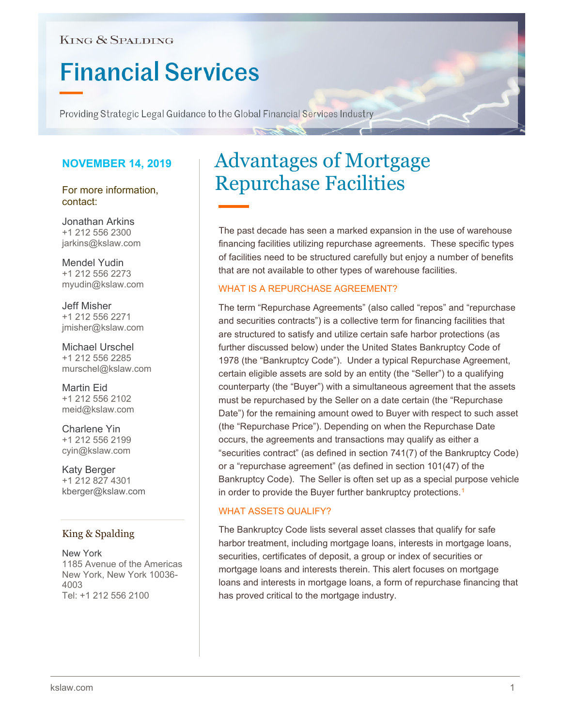KING & SPALDING

# Financial Services

Providing Strategic Legal Guidance to the Global Financial Services Industry

**NOVEMBER 14, 2019**

For more information, contact:

Jonathan Arkins
+1 212 556 2300
jarkins@kslaw.com

Mendel Yudin
+1 212 556 2273
myudin@kslaw.com

Jeff Misher
+1 212 556 2271
jmisher@kslaw.com

Michael Urschel
+1 212 556 2285
murschel@kslaw.com

Martin Eid
+1 212 556 2102
meid@kslaw.com

Charlene Yin
+1 212 556 2199
cyin@kslaw.com

Katy Berger
+1 212 827 4301
kberger@kslaw.com

King & Spalding

New York
1185 Avenue of the Americas
New York, New York 10036-4003
Tel: +1 212 556 2100

## Advantages of Mortgage Repurchase Facilities

The past decade has seen a marked expansion in the use of warehouse financing facilities utilizing repurchase agreements. These specific types of facilities need to be structured carefully but enjoy a number of benefits that are not available to other types of warehouse facilities.

### WHAT IS A REPURCHASE AGREEMENT?

The term "Repurchase Agreements" (also called "repos" and "repurchase and securities contracts") is a collective term for financing facilities that are structured to satisfy and utilize certain safe harbor protections (as further discussed below) under the United States Bankruptcy Code of 1978 (the "Bankruptcy Code"). Under a typical Repurchase Agreement, certain eligible assets are sold by an entity (the "Seller") to a qualifying counterparty (the "Buyer") with a simultaneous agreement that the assets must be repurchased by the Seller on a date certain (the "Repurchase Date") for the remaining amount owed to Buyer with respect to such asset (the "Repurchase Price"). Depending on when the Repurchase Date occurs, the agreements and transactions may qualify as either a "securities contract" (as defined in section 741(7) of the Bankruptcy Code) or a "repurchase agreement" (as defined in section 101(47) of the Bankruptcy Code). The Seller is often set up as a special purpose vehicle in order to provide the Buyer further bankruptcy protections.[1]

### WHAT ASSETS QUALIFY?

The Bankruptcy Code lists several asset classes that qualify for safe harbor treatment, including mortgage loans, interests in mortgage loans, securities, certificates of deposit, a group or index of securities or mortgage loans and interests therein. This alert focuses on mortgage loans and interests in mortgage loans, a form of repurchase financing that has proved critical to the mortgage industry.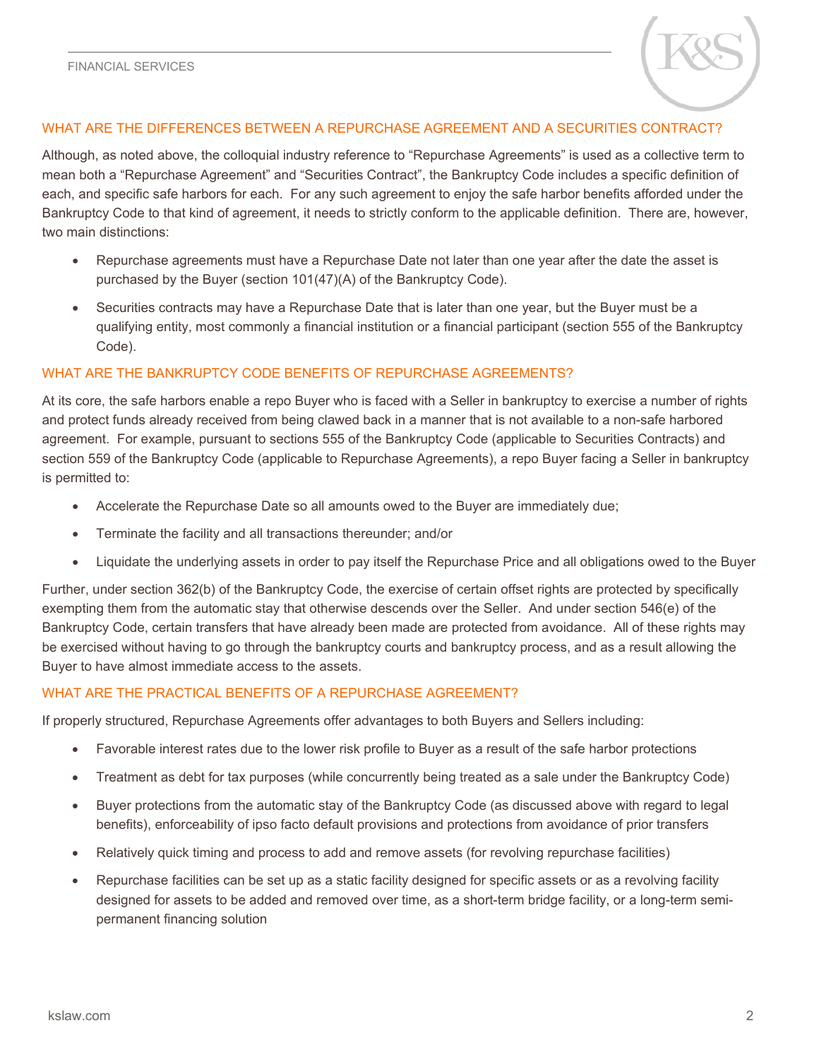## WHAT ARE THE DIFFERENCES BETWEEN A REPURCHASE AGREEMENT AND A SECURITIES CONTRACT?

Although, as noted above, the colloquial industry reference to "Repurchase Agreements" is used as a collective term to mean both a "Repurchase Agreement" and "Securities Contract", the Bankruptcy Code includes a specific definition of each, and specific safe harbors for each. For any such agreement to enjoy the safe harbor benefits afforded under the Bankruptcy Code to that kind of agreement, it needs to strictly conform to the applicable definition. There are, however, two main distinctions:

- Repurchase agreements must have a Repurchase Date not later than one year after the date the asset is purchased by the Buyer (section 101(47)(A) of the Bankruptcy Code).
- Securities contracts may have a Repurchase Date that is later than one year, but the Buyer must be a qualifying entity, most commonly a financial institution or a financial participant (section 555 of the Bankruptcy Code).

## WHAT ARE THE BANKRUPTCY CODE BENEFITS OF REPURCHASE AGREEMENTS?

At its core, the safe harbors enable a repo Buyer who is faced with a Seller in bankruptcy to exercise a number of rights and protect funds already received from being clawed back in a manner that is not available to a non-safe harbored agreement. For example, pursuant to sections 555 of the Bankruptcy Code (applicable to Securities Contracts) and section 559 of the Bankruptcy Code (applicable to Repurchase Agreements), a repo Buyer facing a Seller in bankruptcy is permitted to:

- Accelerate the Repurchase Date so all amounts owed to the Buyer are immediately due;
- Terminate the facility and all transactions thereunder; and/or
- Liquidate the underlying assets in order to pay itself the Repurchase Price and all obligations owed to the Buyer

Further, under section 362(b) of the Bankruptcy Code, the exercise of certain offset rights are protected by specifically exempting them from the automatic stay that otherwise descends over the Seller. And under section 546(e) of the Bankruptcy Code, certain transfers that have already been made are protected from avoidance. All of these rights may be exercised without having to go through the bankruptcy courts and bankruptcy process, and as a result allowing the Buyer to have almost immediate access to the assets.

## WHAT ARE THE PRACTICAL BENEFITS OF A REPURCHASE AGREEMENT?

If properly structured, Repurchase Agreements offer advantages to both Buyers and Sellers including:

- Favorable interest rates due to the lower risk profile to Buyer as a result of the safe harbor protections
- Treatment as debt for tax purposes (while concurrently being treated as a sale under the Bankruptcy Code)
- Buyer protections from the automatic stay of the Bankruptcy Code (as discussed above with regard to legal benefits), enforceability of ipso facto default provisions and protections from avoidance of prior transfers
- Relatively quick timing and process to add and remove assets (for revolving repurchase facilities)
- Repurchase facilities can be set up as a static facility designed for specific assets or as a revolving facility designed for assets to be added and removed over time, as a short-term bridge facility, or a long-term semi-permanent financing solution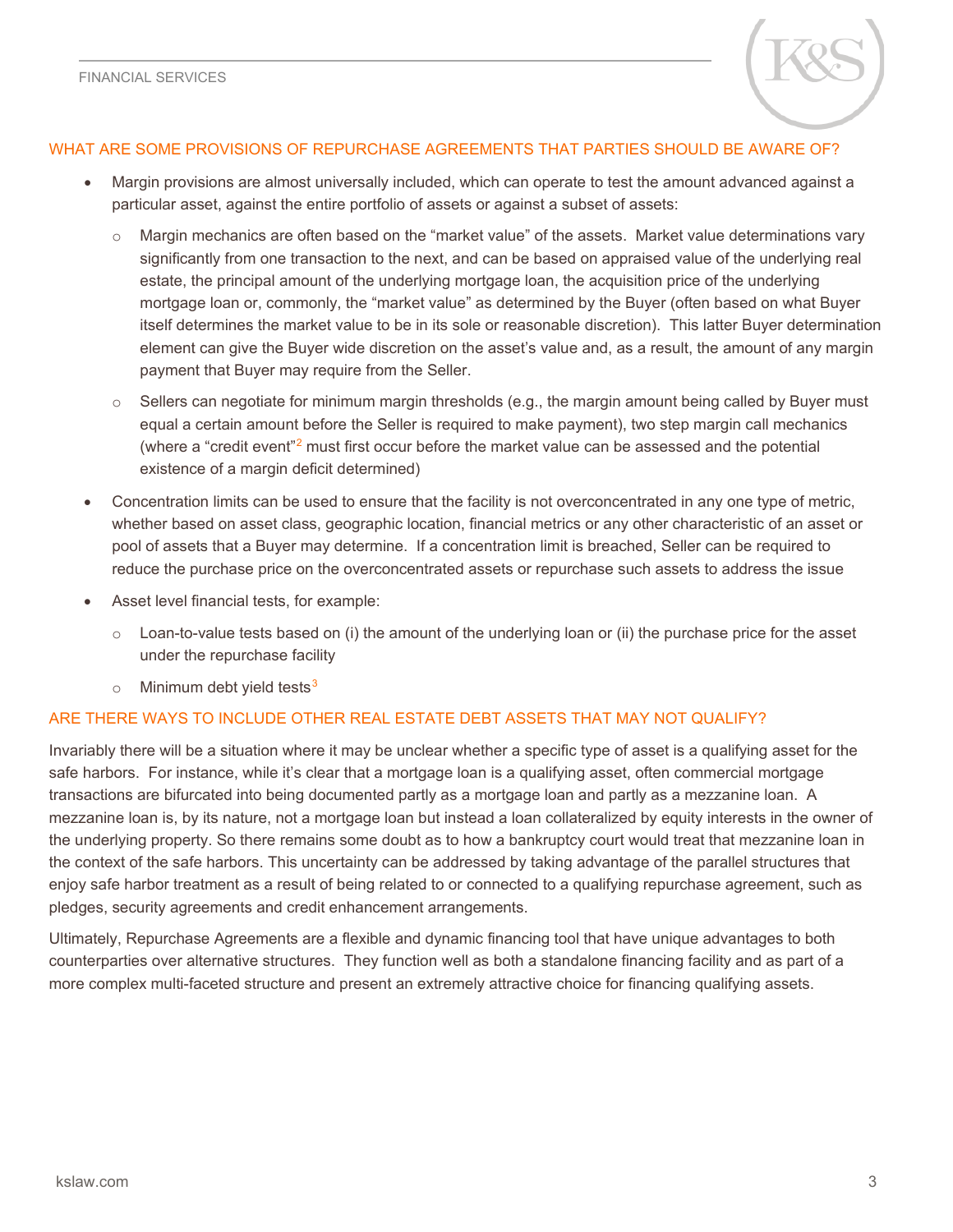## WHAT ARE SOME PROVISIONS OF REPURCHASE AGREEMENTS THAT PARTIES SHOULD BE AWARE OF?

- Margin provisions are almost universally included, which can operate to test the amount advanced against a particular asset, against the entire portfolio of assets or against a subset of assets:
  - Margin mechanics are often based on the "market value" of the assets. Market value determinations vary significantly from one transaction to the next, and can be based on appraised value of the underlying real estate, the principal amount of the underlying mortgage loan, the acquisition price of the underlying mortgage loan or, commonly, the "market value" as determined by the Buyer (often based on what Buyer itself determines the market value to be in its sole or reasonable discretion). This latter Buyer determination element can give the Buyer wide discretion on the asset's value and, as a result, the amount of any margin payment that Buyer may require from the Seller.
  - Sellers can negotiate for minimum margin thresholds (e.g., the margin amount being called by Buyer must equal a certain amount before the Seller is required to make payment), two step margin call mechanics (where a "credit event"[2] must first occur before the market value can be assessed and the potential existence of a margin deficit determined)
- Concentration limits can be used to ensure that the facility is not overconcentrated in any one type of metric, whether based on asset class, geographic location, financial metrics or any other characteristic of an asset or pool of assets that a Buyer may determine. If a concentration limit is breached, Seller can be required to reduce the purchase price on the overconcentrated assets or repurchase such assets to address the issue
- Asset level financial tests, for example:
  - Loan-to-value tests based on (i) the amount of the underlying loan or (ii) the purchase price for the asset under the repurchase facility
  - Minimum debt yield tests[3]

## ARE THERE WAYS TO INCLUDE OTHER REAL ESTATE DEBT ASSETS THAT MAY NOT QUALIFY?

Invariably there will be a situation where it may be unclear whether a specific type of asset is a qualifying asset for the safe harbors. For instance, while it's clear that a mortgage loan is a qualifying asset, often commercial mortgage transactions are bifurcated into being documented partly as a mortgage loan and partly as a mezzanine loan. A mezzanine loan is, by its nature, not a mortgage loan but instead a loan collateralized by equity interests in the owner of the underlying property. So there remains some doubt as to how a bankruptcy court would treat that mezzanine loan in the context of the safe harbors. This uncertainty can be addressed by taking advantage of the parallel structures that enjoy safe harbor treatment as a result of being related to or connected to a qualifying repurchase agreement, such as pledges, security agreements and credit enhancement arrangements.

Ultimately, Repurchase Agreements are a flexible and dynamic financing tool that have unique advantages to both counterparties over alternative structures. They function well as both a standalone financing facility and as part of a more complex multi-faceted structure and present an extremely attractive choice for financing qualifying assets.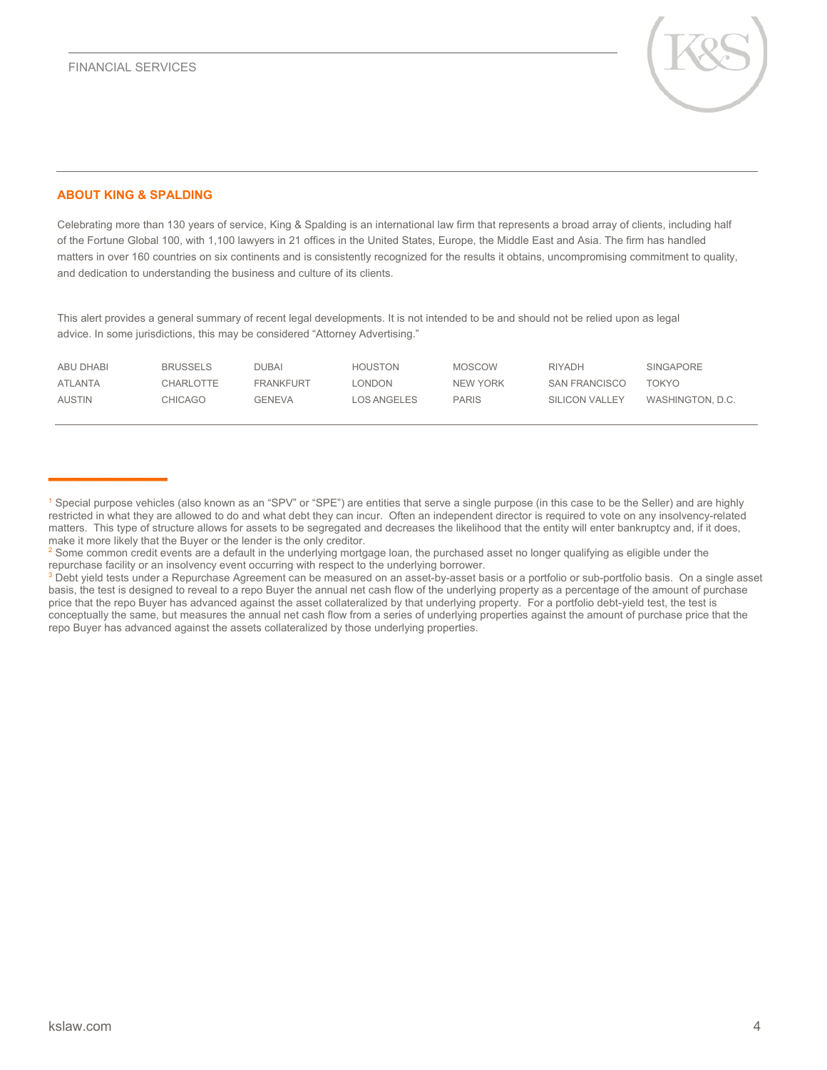## ABOUT KING & SPALDING

Celebrating more than 130 years of service, King & Spalding is an international law firm that represents a broad array of clients, including half of the Fortune Global 100, with 1,100 lawyers in 21 offices in the United States, Europe, the Middle East and Asia. The firm has handled matters in over 160 countries on six continents and is consistently recognized for the results it obtains, uncompromising commitment to quality, and dedication to understanding the business and culture of its clients.

This alert provides a general summary of recent legal developments. It is not intended to be and should not be relied upon as legal advice. In some jurisdictions, this may be considered "Attorney Advertising."

| | | | | | | |
|---|---|---|---|---|---|---|
| ABU DHABI | BRUSSELS | DUBAI | HOUSTON | MOSCOW | RIYADH | SINGAPORE |
| ATLANTA | CHARLOTTE | FRANKFURT | LONDON | NEW YORK | SAN FRANCISCO | TOKYO |
| AUSTIN | CHICAGO | GENEVA | LOS ANGELES | PARIS | SILICON VALLEY | WASHINGTON, D.C. |

---

[1] Special purpose vehicles (also known as an "SPV" or "SPE") are entities that serve a single purpose (in this case to be the Seller) and are highly restricted in what they are allowed to do and what debt they can incur. Often an independent director is required to vote on any insolvency-related matters. This type of structure allows for assets to be segregated and decreases the likelihood that the entity will enter bankruptcy and, if it does, make it more likely that the Buyer or the lender is the only creditor.

[2] Some common credit events are a default in the underlying mortgage loan, the purchased asset no longer qualifying as eligible under the repurchase facility or an insolvency event occurring with respect to the underlying borrower.

[3] Debt yield tests under a Repurchase Agreement can be measured on an asset-by-asset basis or a portfolio or sub-portfolio basis. On a single asset basis, the test is designed to reveal to a repo Buyer the annual net cash flow of the underlying property as a percentage of the amount of purchase price that the repo Buyer has advanced against the asset collateralized by that underlying property. For a portfolio debt-yield test, the test is conceptually the same, but measures the annual net cash flow from a series of underlying properties against the amount of purchase price that the repo Buyer has advanced against the assets collateralized by those underlying properties.